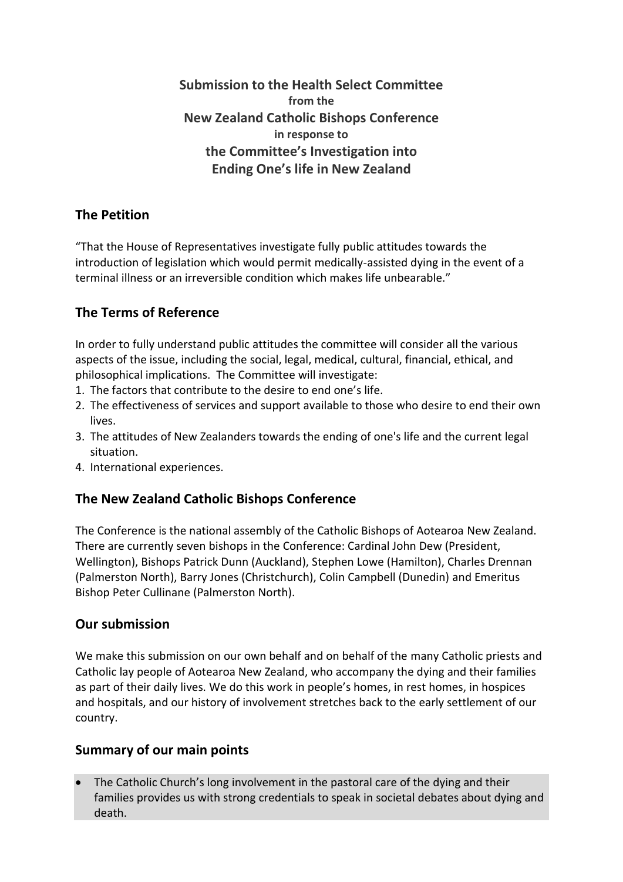# Submission to the Health Select Committee
**from the**
# New Zealand Catholic Bishops Conference
**in response to**
# the Committee's Investigation into Ending One's life in New Zealand

## The Petition

"That the House of Representatives investigate fully public attitudes towards the introduction of legislation which would permit medically-assisted dying in the event of a terminal illness or an irreversible condition which makes life unbearable."

## The Terms of Reference

In order to fully understand public attitudes the committee will consider all the various aspects of the issue, including the social, legal, medical, cultural, financial, ethical, and philosophical implications. The Committee will investigate:

1. The factors that contribute to the desire to end one's life.
2. The effectiveness of services and support available to those who desire to end their own lives.
3. The attitudes of New Zealanders towards the ending of one's life and the current legal situation.
4. International experiences.

## The New Zealand Catholic Bishops Conference

The Conference is the national assembly of the Catholic Bishops of Aotearoa New Zealand. There are currently seven bishops in the Conference: Cardinal John Dew (President, Wellington), Bishops Patrick Dunn (Auckland), Stephen Lowe (Hamilton), Charles Drennan (Palmerston North), Barry Jones (Christchurch), Colin Campbell (Dunedin) and Emeritus Bishop Peter Cullinane (Palmerston North).

## Our submission

We make this submission on our own behalf and on behalf of the many Catholic priests and Catholic lay people of Aotearoa New Zealand, who accompany the dying and their families as part of their daily lives. We do this work in people's homes, in rest homes, in hospices and hospitals, and our history of involvement stretches back to the early settlement of our country.

## Summary of our main points

- The Catholic Church's long involvement in the pastoral care of the dying and their families provides us with strong credentials to speak in societal debates about dying and death.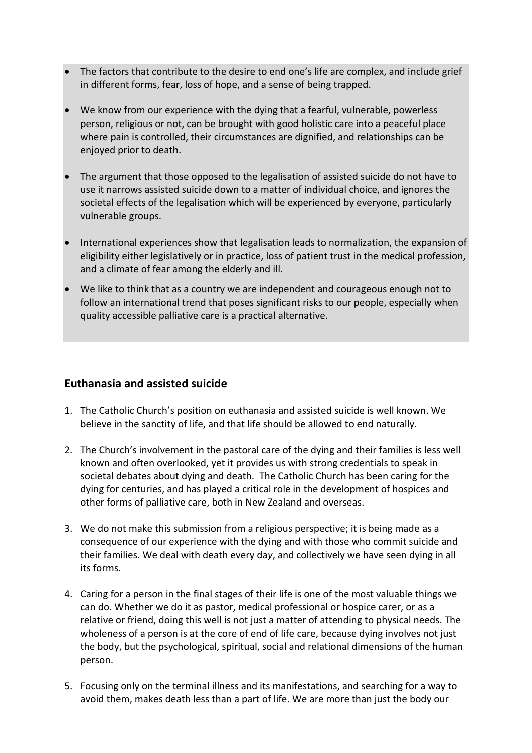- The factors that contribute to the desire to end one's life are complex, and include grief in different forms, fear, loss of hope, and a sense of being trapped.
- We know from our experience with the dying that a fearful, vulnerable, powerless person, religious or not, can be brought with good holistic care into a peaceful place where pain is controlled, their circumstances are dignified, and relationships can be enjoyed prior to death.
- The argument that those opposed to the legalisation of assisted suicide do not have to use it narrows assisted suicide down to a matter of individual choice, and ignores the societal effects of the legalisation which will be experienced by everyone, particularly vulnerable groups.
- International experiences show that legalisation leads to normalization, the expansion of eligibility either legislatively or in practice, loss of patient trust in the medical profession, and a climate of fear among the elderly and ill.
- We like to think that as a country we are independent and courageous enough not to follow an international trend that poses significant risks to our people, especially when quality accessible palliative care is a practical alternative.

## Euthanasia and assisted suicide

1. The Catholic Church's position on euthanasia and assisted suicide is well known. We believe in the sanctity of life, and that life should be allowed to end naturally.
2. The Church's involvement in the pastoral care of the dying and their families is less well known and often overlooked, yet it provides us with strong credentials to speak in societal debates about dying and death. The Catholic Church has been caring for the dying for centuries, and has played a critical role in the development of hospices and other forms of palliative care, both in New Zealand and overseas.
3. We do not make this submission from a religious perspective; it is being made as a consequence of our experience with the dying and with those who commit suicide and their families. We deal with death every day, and collectively we have seen dying in all its forms.
4. Caring for a person in the final stages of their life is one of the most valuable things we can do. Whether we do it as pastor, medical professional or hospice carer, or as a relative or friend, doing this well is not just a matter of attending to physical needs. The wholeness of a person is at the core of end of life care, because dying involves not just the body, but the psychological, spiritual, social and relational dimensions of the human person.
5. Focusing only on the terminal illness and its manifestations, and searching for a way to avoid them, makes death less than a part of life. We are more than just the body our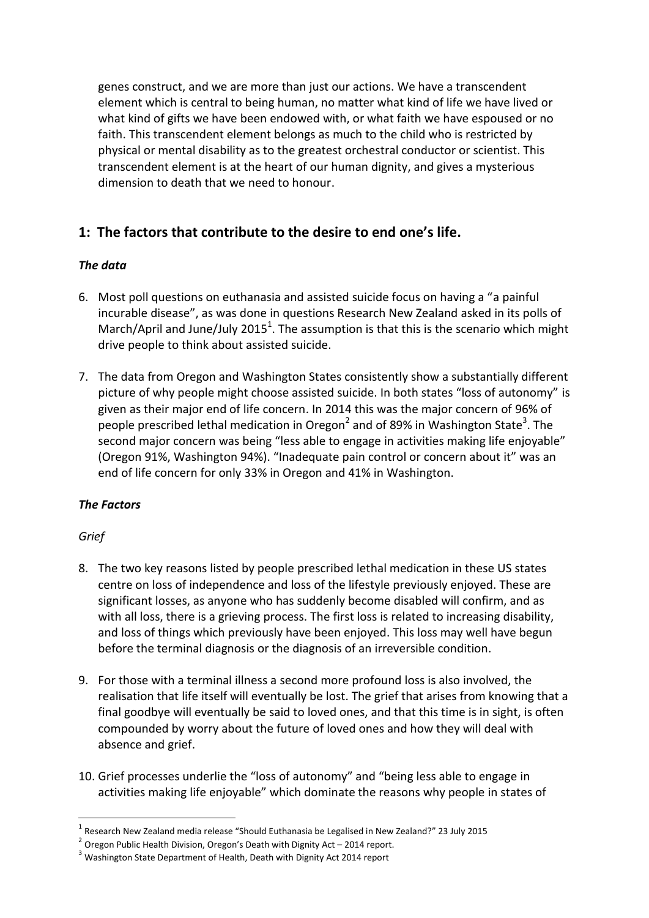genes construct, and we are more than just our actions. We have a transcendent element which is central to being human, no matter what kind of life we have lived or what kind of gifts we have been endowed with, or what faith we have espoused or no faith. This transcendent element belongs as much to the child who is restricted by physical or mental disability as to the greatest orchestral conductor or scientist. This transcendent element is at the heart of our human dignity, and gives a mysterious dimension to death that we need to honour.

## 1: The factors that contribute to the desire to end one's life.

### *The data*

6. Most poll questions on euthanasia and assisted suicide focus on having a "a painful incurable disease", as was done in questions Research New Zealand asked in its polls of March/April and June/July 2015[1]. The assumption is that this is the scenario which might drive people to think about assisted suicide.

7. The data from Oregon and Washington States consistently show a substantially different picture of why people might choose assisted suicide. In both states "loss of autonomy" is given as their major end of life concern. In 2014 this was the major concern of 96% of people prescribed lethal medication in Oregon[2] and of 89% in Washington State[3]. The second major concern was being "less able to engage in activities making life enjoyable" (Oregon 91%, Washington 94%). "Inadequate pain control or concern about it" was an end of life concern for only 33% in Oregon and 41% in Washington.

### *The Factors*

*Grief*

8. The two key reasons listed by people prescribed lethal medication in these US states centre on loss of independence and loss of the lifestyle previously enjoyed. These are significant losses, as anyone who has suddenly become disabled will confirm, and as with all loss, there is a grieving process. The first loss is related to increasing disability, and loss of things which previously have been enjoyed. This loss may well have begun before the terminal diagnosis or the diagnosis of an irreversible condition.

9. For those with a terminal illness a second more profound loss is also involved, the realisation that life itself will eventually be lost. The grief that arises from knowing that a final goodbye will eventually be said to loved ones, and that this time is in sight, is often compounded by worry about the future of loved ones and how they will deal with absence and grief.

10. Grief processes underlie the "loss of autonomy" and "being less able to engage in activities making life enjoyable" which dominate the reasons why people in states of

[1] Research New Zealand media release "Should Euthanasia be Legalised in New Zealand?" 23 July 2015

[2] Oregon Public Health Division, Oregon's Death with Dignity Act – 2014 report.

[3] Washington State Department of Health, Death with Dignity Act 2014 report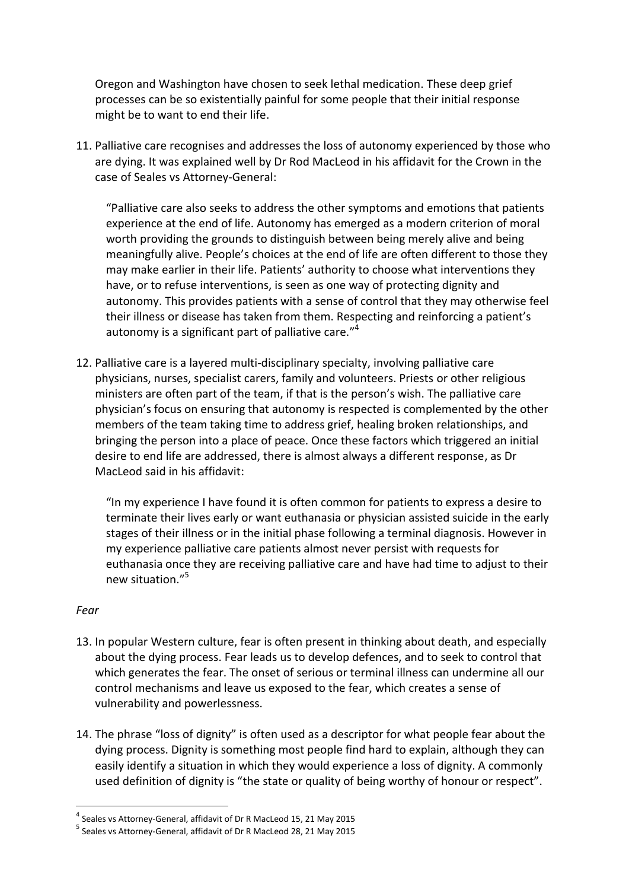Oregon and Washington have chosen to seek lethal medication. These deep grief processes can be so existentially painful for some people that their initial response might be to want to end their life.

11. Palliative care recognises and addresses the loss of autonomy experienced by those who are dying. It was explained well by Dr Rod MacLeod in his affidavit for the Crown in the case of Seales vs Attorney-General:

    "Palliative care also seeks to address the other symptoms and emotions that patients experience at the end of life. Autonomy has emerged as a modern criterion of moral worth providing the grounds to distinguish between being merely alive and being meaningfully alive. People's choices at the end of life are often different to those they may make earlier in their life. Patients' authority to choose what interventions they have, or to refuse interventions, is seen as one way of protecting dignity and autonomy. This provides patients with a sense of control that they may otherwise feel their illness or disease has taken from them. Respecting and reinforcing a patient's autonomy is a significant part of palliative care."[4]

12. Palliative care is a layered multi-disciplinary specialty, involving palliative care physicians, nurses, specialist carers, family and volunteers. Priests or other religious ministers are often part of the team, if that is the person's wish. The palliative care physician's focus on ensuring that autonomy is respected is complemented by the other members of the team taking time to address grief, healing broken relationships, and bringing the person into a place of peace. Once these factors which triggered an initial desire to end life are addressed, there is almost always a different response, as Dr MacLeod said in his affidavit:

    "In my experience I have found it is often common for patients to express a desire to terminate their lives early or want euthanasia or physician assisted suicide in the early stages of their illness or in the initial phase following a terminal diagnosis. However in my experience palliative care patients almost never persist with requests for euthanasia once they are receiving palliative care and have had time to adjust to their new situation."[5]

*Fear*

13. In popular Western culture, fear is often present in thinking about death, and especially about the dying process. Fear leads us to develop defences, and to seek to control that which generates the fear. The onset of serious or terminal illness can undermine all our control mechanisms and leave us exposed to the fear, which creates a sense of vulnerability and powerlessness.

14. The phrase "loss of dignity" is often used as a descriptor for what people fear about the dying process. Dignity is something most people find hard to explain, although they can easily identify a situation in which they would experience a loss of dignity. A commonly used definition of dignity is "the state or quality of being worthy of honour or respect".

---

[4] Seales vs Attorney-General, affidavit of Dr R MacLeod 15, 21 May 2015

[5] Seales vs Attorney-General, affidavit of Dr R MacLeod 28, 21 May 2015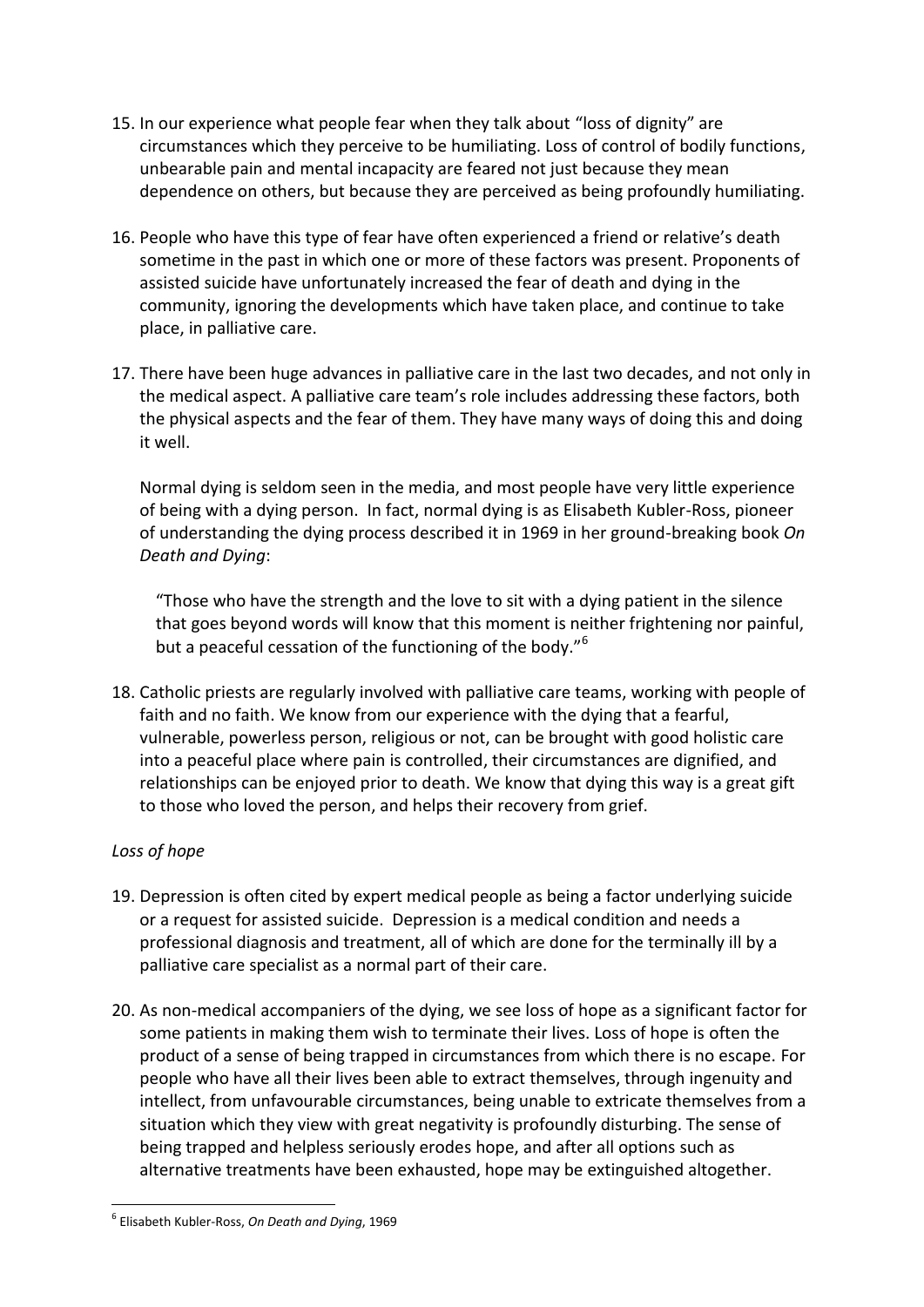15. In our experience what people fear when they talk about "loss of dignity" are circumstances which they perceive to be humiliating. Loss of control of bodily functions, unbearable pain and mental incapacity are feared not just because they mean dependence on others, but because they are perceived as being profoundly humiliating.

16. People who have this type of fear have often experienced a friend or relative's death sometime in the past in which one or more of these factors was present. Proponents of assisted suicide have unfortunately increased the fear of death and dying in the community, ignoring the developments which have taken place, and continue to take place, in palliative care.

17. There have been huge advances in palliative care in the last two decades, and not only in the medical aspect. A palliative care team's role includes addressing these factors, both the physical aspects and the fear of them. They have many ways of doing this and doing it well.

    Normal dying is seldom seen in the media, and most people have very little experience of being with a dying person. In fact, normal dying is as Elisabeth Kubler-Ross, pioneer of understanding the dying process described it in 1969 in her ground-breaking book *On Death and Dying*:

    > "Those who have the strength and the love to sit with a dying patient in the silence that goes beyond words will know that this moment is neither frightening nor painful, but a peaceful cessation of the functioning of the body."[6]

18. Catholic priests are regularly involved with palliative care teams, working with people of faith and no faith. We know from our experience with the dying that a fearful, vulnerable, powerless person, religious or not, can be brought with good holistic care into a peaceful place where pain is controlled, their circumstances are dignified, and relationships can be enjoyed prior to death. We know that dying this way is a great gift to those who loved the person, and helps their recovery from grief.

*Loss of hope*

19. Depression is often cited by expert medical people as being a factor underlying suicide or a request for assisted suicide. Depression is a medical condition and needs a professional diagnosis and treatment, all of which are done for the terminally ill by a palliative care specialist as a normal part of their care.

20. As non-medical accompaniers of the dying, we see loss of hope as a significant factor for some patients in making them wish to terminate their lives. Loss of hope is often the product of a sense of being trapped in circumstances from which there is no escape. For people who have all their lives been able to extract themselves, through ingenuity and intellect, from unfavourable circumstances, being unable to extricate themselves from a situation which they view with great negativity is profoundly disturbing. The sense of being trapped and helpless seriously erodes hope, and after all options such as alternative treatments have been exhausted, hope may be extinguished altogether.

---

[6] Elisabeth Kubler-Ross, *On Death and Dying*, 1969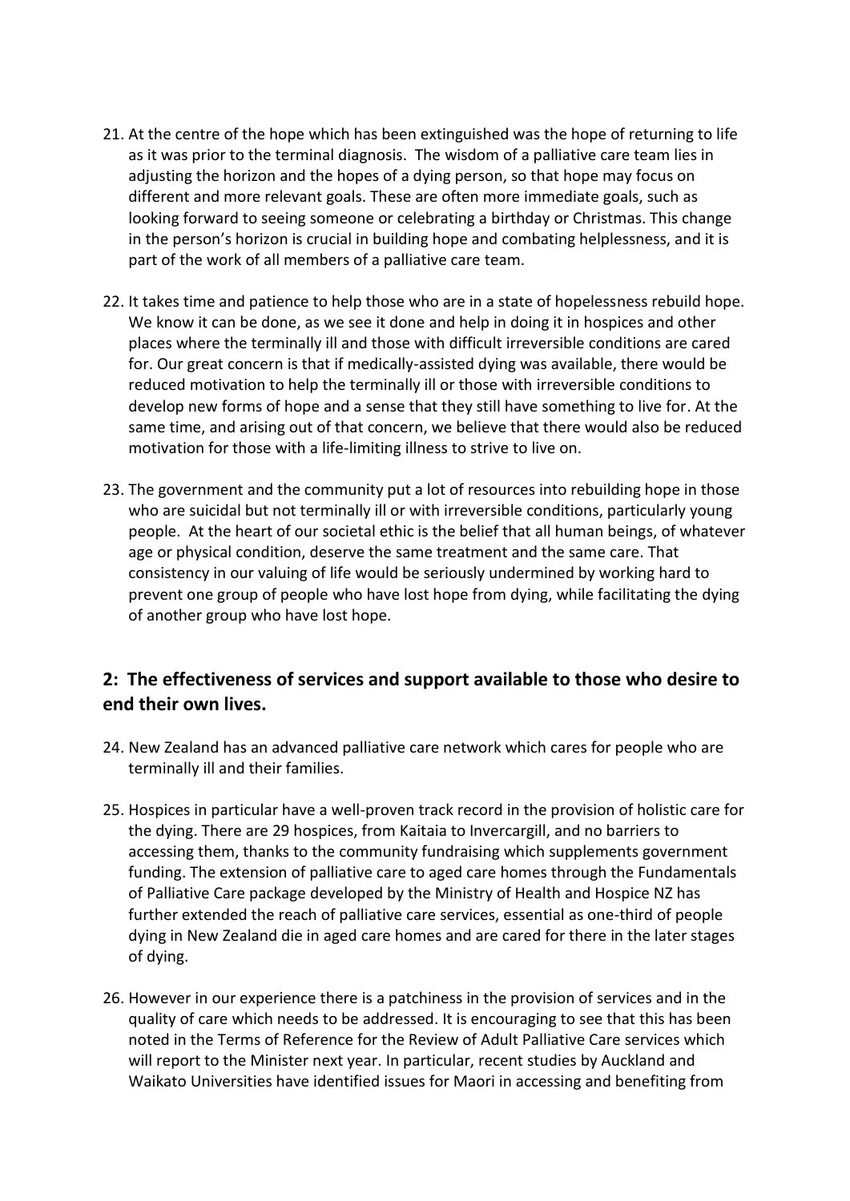21. At the centre of the hope which has been extinguished was the hope of returning to life as it was prior to the terminal diagnosis. The wisdom of a palliative care team lies in adjusting the horizon and the hopes of a dying person, so that hope may focus on different and more relevant goals. These are often more immediate goals, such as looking forward to seeing someone or celebrating a birthday or Christmas. This change in the person's horizon is crucial in building hope and combating helplessness, and it is part of the work of all members of a palliative care team.

22. It takes time and patience to help those who are in a state of hopelessness rebuild hope. We know it can be done, as we see it done and help in doing it in hospices and other places where the terminally ill and those with difficult irreversible conditions are cared for. Our great concern is that if medically-assisted dying was available, there would be reduced motivation to help the terminally ill or those with irreversible conditions to develop new forms of hope and a sense that they still have something to live for. At the same time, and arising out of that concern, we believe that there would also be reduced motivation for those with a life-limiting illness to strive to live on.

23. The government and the community put a lot of resources into rebuilding hope in those who are suicidal but not terminally ill or with irreversible conditions, particularly young people. At the heart of our societal ethic is the belief that all human beings, of whatever age or physical condition, deserve the same treatment and the same care. That consistency in our valuing of life would be seriously undermined by working hard to prevent one group of people who have lost hope from dying, while facilitating the dying of another group who have lost hope.

## 2: The effectiveness of services and support available to those who desire to end their own lives.

24. New Zealand has an advanced palliative care network which cares for people who are terminally ill and their families.

25. Hospices in particular have a well-proven track record in the provision of holistic care for the dying. There are 29 hospices, from Kaitaia to Invercargill, and no barriers to accessing them, thanks to the community fundraising which supplements government funding. The extension of palliative care to aged care homes through the Fundamentals of Palliative Care package developed by the Ministry of Health and Hospice NZ has further extended the reach of palliative care services, essential as one-third of people dying in New Zealand die in aged care homes and are cared for there in the later stages of dying.

26. However in our experience there is a patchiness in the provision of services and in the quality of care which needs to be addressed. It is encouraging to see that this has been noted in the Terms of Reference for the Review of Adult Palliative Care services which will report to the Minister next year. In particular, recent studies by Auckland and Waikato Universities have identified issues for Maori in accessing and benefiting from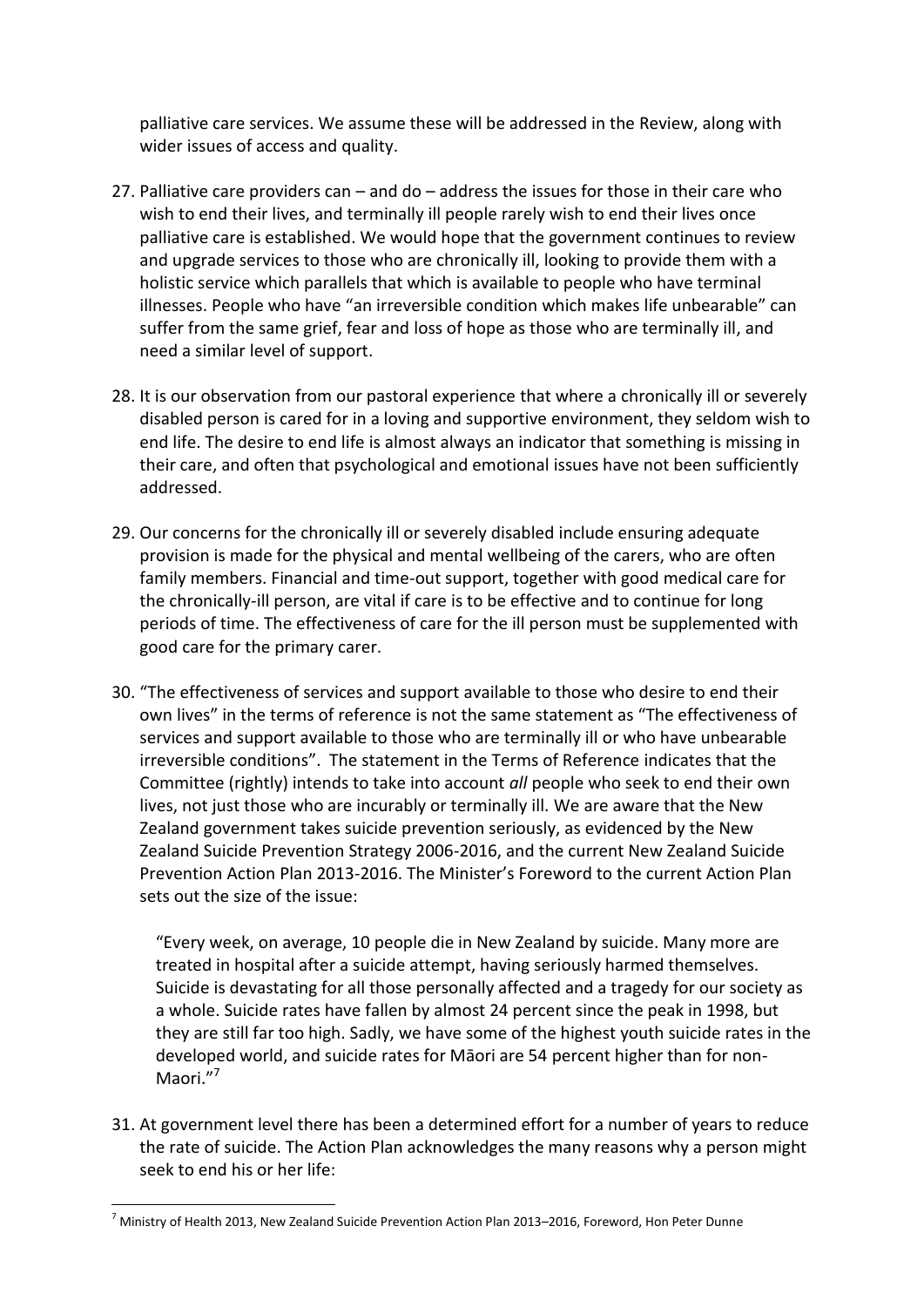palliative care services. We assume these will be addressed in the Review, along with wider issues of access and quality.

27. Palliative care providers can – and do – address the issues for those in their care who wish to end their lives, and terminally ill people rarely wish to end their lives once palliative care is established. We would hope that the government continues to review and upgrade services to those who are chronically ill, looking to provide them with a holistic service which parallels that which is available to people who have terminal illnesses. People who have "an irreversible condition which makes life unbearable" can suffer from the same grief, fear and loss of hope as those who are terminally ill, and need a similar level of support.

28. It is our observation from our pastoral experience that where a chronically ill or severely disabled person is cared for in a loving and supportive environment, they seldom wish to end life. The desire to end life is almost always an indicator that something is missing in their care, and often that psychological and emotional issues have not been sufficiently addressed.

29. Our concerns for the chronically ill or severely disabled include ensuring adequate provision is made for the physical and mental wellbeing of the carers, who are often family members. Financial and time-out support, together with good medical care for the chronically-ill person, are vital if care is to be effective and to continue for long periods of time. The effectiveness of care for the ill person must be supplemented with good care for the primary carer.

30. "The effectiveness of services and support available to those who desire to end their own lives" in the terms of reference is not the same statement as "The effectiveness of services and support available to those who are terminally ill or who have unbearable irreversible conditions". The statement in the Terms of Reference indicates that the Committee (rightly) intends to take into account *all* people who seek to end their own lives, not just those who are incurably or terminally ill. We are aware that the New Zealand government takes suicide prevention seriously, as evidenced by the New Zealand Suicide Prevention Strategy 2006-2016, and the current New Zealand Suicide Prevention Action Plan 2013-2016. The Minister's Foreword to the current Action Plan sets out the size of the issue:

    "Every week, on average, 10 people die in New Zealand by suicide. Many more are treated in hospital after a suicide attempt, having seriously harmed themselves. Suicide is devastating for all those personally affected and a tragedy for our society as a whole. Suicide rates have fallen by almost 24 percent since the peak in 1998, but they are still far too high. Sadly, we have some of the highest youth suicide rates in the developed world, and suicide rates for Māori are 54 percent higher than for non-Maori."[7]

31. At government level there has been a determined effort for a number of years to reduce the rate of suicide. The Action Plan acknowledges the many reasons why a person might seek to end his or her life:

---

[7] Ministry of Health 2013, New Zealand Suicide Prevention Action Plan 2013–2016, Foreword, Hon Peter Dunne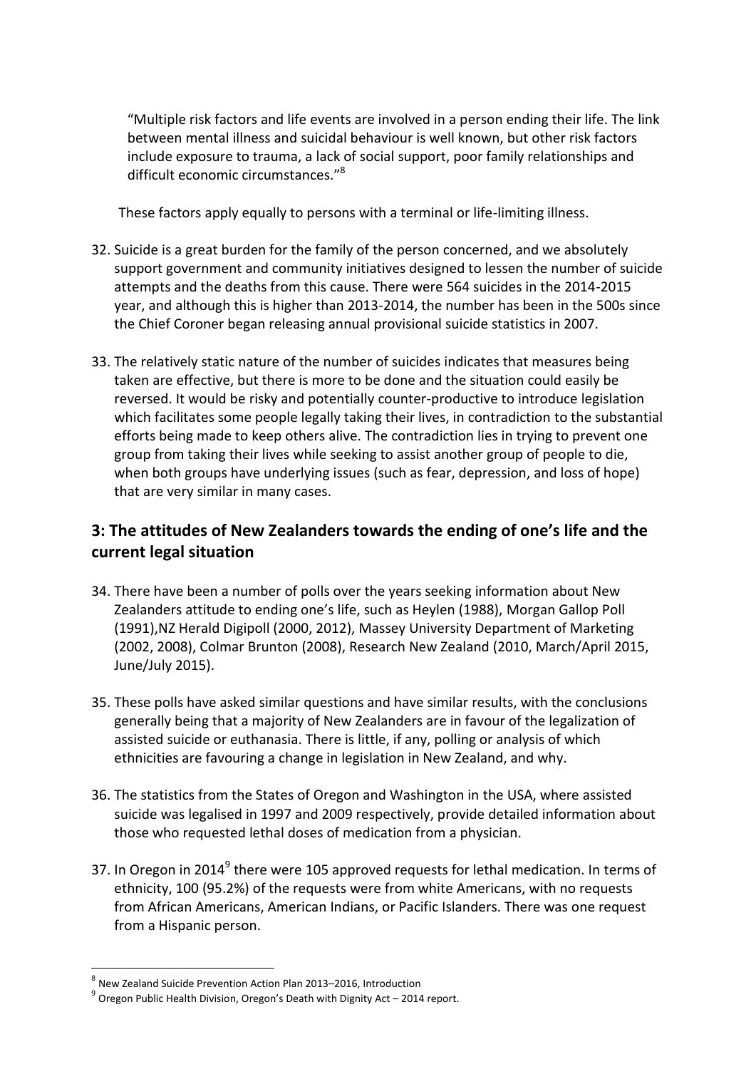"Multiple risk factors and life events are involved in a person ending their life. The link between mental illness and suicidal behaviour is well known, but other risk factors include exposure to trauma, a lack of social support, poor family relationships and difficult economic circumstances."[8]

These factors apply equally to persons with a terminal or life-limiting illness.

32. Suicide is a great burden for the family of the person concerned, and we absolutely support government and community initiatives designed to lessen the number of suicide attempts and the deaths from this cause. There were 564 suicides in the 2014-2015 year, and although this is higher than 2013-2014, the number has been in the 500s since the Chief Coroner began releasing annual provisional suicide statistics in 2007.

33. The relatively static nature of the number of suicides indicates that measures being taken are effective, but there is more to be done and the situation could easily be reversed. It would be risky and potentially counter-productive to introduce legislation which facilitates some people legally taking their lives, in contradiction to the substantial efforts being made to keep others alive. The contradiction lies in trying to prevent one group from taking their lives while seeking to assist another group of people to die, when both groups have underlying issues (such as fear, depression, and loss of hope) that are very similar in many cases.

## 3: The attitudes of New Zealanders towards the ending of one's life and the current legal situation

34. There have been a number of polls over the years seeking information about New Zealanders attitude to ending one's life, such as Heylen (1988), Morgan Gallop Poll (1991),NZ Herald Digipoll (2000, 2012), Massey University Department of Marketing (2002, 2008), Colmar Brunton (2008), Research New Zealand (2010, March/April 2015, June/July 2015).

35. These polls have asked similar questions and have similar results, with the conclusions generally being that a majority of New Zealanders are in favour of the legalization of assisted suicide or euthanasia. There is little, if any, polling or analysis of which ethnicities are favouring a change in legislation in New Zealand, and why.

36. The statistics from the States of Oregon and Washington in the USA, where assisted suicide was legalised in 1997 and 2009 respectively, provide detailed information about those who requested lethal doses of medication from a physician.

37. In Oregon in 2014[9] there were 105 approved requests for lethal medication. In terms of ethnicity, 100 (95.2%) of the requests were from white Americans, with no requests from African Americans, American Indians, or Pacific Islanders. There was one request from a Hispanic person.

[8] New Zealand Suicide Prevention Action Plan 2013–2016, Introduction

[9] Oregon Public Health Division, Oregon's Death with Dignity Act – 2014 report.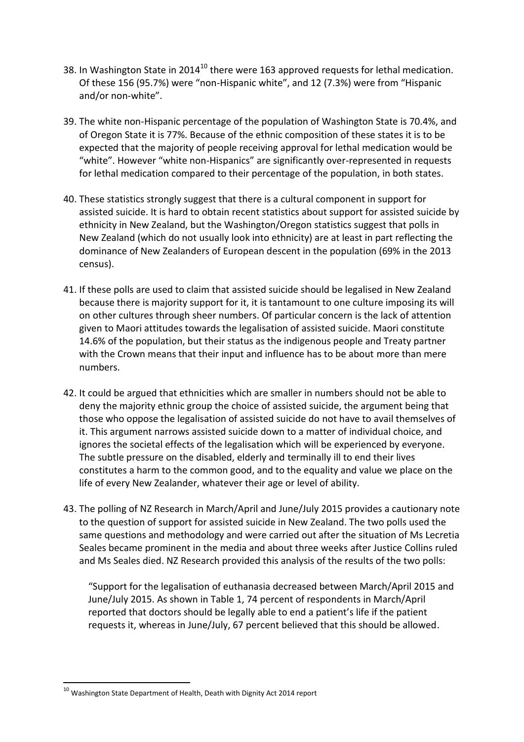38. In Washington State in 2014[10] there were 163 approved requests for lethal medication. Of these 156 (95.7%) were "non-Hispanic white", and 12 (7.3%) were from "Hispanic and/or non-white".

39. The white non-Hispanic percentage of the population of Washington State is 70.4%, and of Oregon State it is 77%. Because of the ethnic composition of these states it is to be expected that the majority of people receiving approval for lethal medication would be "white". However "white non-Hispanics" are significantly over-represented in requests for lethal medication compared to their percentage of the population, in both states.

40. These statistics strongly suggest that there is a cultural component in support for assisted suicide. It is hard to obtain recent statistics about support for assisted suicide by ethnicity in New Zealand, but the Washington/Oregon statistics suggest that polls in New Zealand (which do not usually look into ethnicity) are at least in part reflecting the dominance of New Zealanders of European descent in the population (69% in the 2013 census).

41. If these polls are used to claim that assisted suicide should be legalised in New Zealand because there is majority support for it, it is tantamount to one culture imposing its will on other cultures through sheer numbers. Of particular concern is the lack of attention given to Maori attitudes towards the legalisation of assisted suicide. Maori constitute 14.6% of the population, but their status as the indigenous people and Treaty partner with the Crown means that their input and influence has to be about more than mere numbers.

42. It could be argued that ethnicities which are smaller in numbers should not be able to deny the majority ethnic group the choice of assisted suicide, the argument being that those who oppose the legalisation of assisted suicide do not have to avail themselves of it. This argument narrows assisted suicide down to a matter of individual choice, and ignores the societal effects of the legalisation which will be experienced by everyone. The subtle pressure on the disabled, elderly and terminally ill to end their lives constitutes a harm to the common good, and to the equality and value we place on the life of every New Zealander, whatever their age or level of ability.

43. The polling of NZ Research in March/April and June/July 2015 provides a cautionary note to the question of support for assisted suicide in New Zealand. The two polls used the same questions and methodology and were carried out after the situation of Ms Lecretia Seales became prominent in the media and about three weeks after Justice Collins ruled and Ms Seales died. NZ Research provided this analysis of the results of the two polls:

    "Support for the legalisation of euthanasia decreased between March/April 2015 and June/July 2015. As shown in Table 1, 74 percent of respondents in March/April reported that doctors should be legally able to end a patient's life if the patient requests it, whereas in June/July, 67 percent believed that this should be allowed.

---

[10] Washington State Department of Health, Death with Dignity Act 2014 report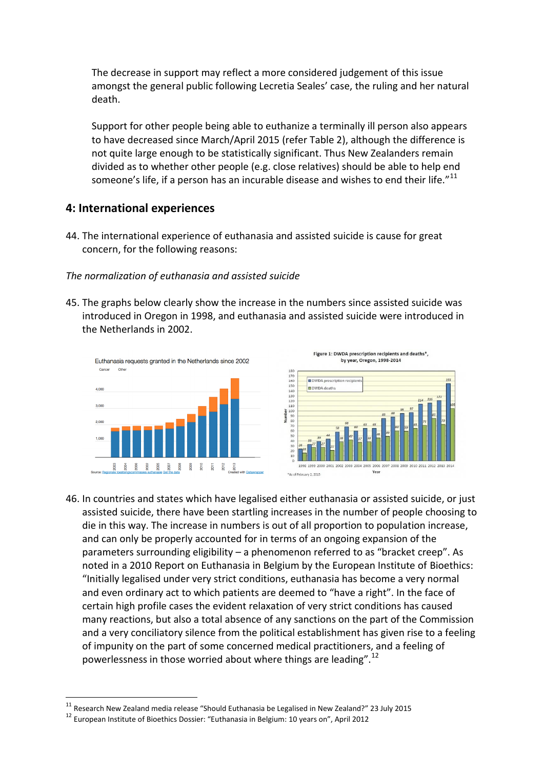The decrease in support may reflect a more considered judgement of this issue amongst the general public following Lecretia Seales' case, the ruling and her natural death.

Support for other people being able to euthanize a terminally ill person also appears to have decreased since March/April 2015 (refer Table 2), although the difference is not quite large enough to be statistically significant. Thus New Zealanders remain divided as to whether other people (e.g. close relatives) should be able to help end someone's life, if a person has an incurable disease and wishes to end their life."[11]

## 4: International experiences

44. The international experience of euthanasia and assisted suicide is cause for great concern, for the following reasons:

*The normalization of euthanasia and assisted suicide*

45. The graphs below clearly show the increase in the numbers since assisted suicide was introduced in Oregon in 1998, and euthanasia and assisted suicide were introduced in the Netherlands in 2002.

Euthanasia requests granted in the Netherlands since 2002

Cancer Other

4,000
3,000
2,000
1,000

2003 2004 2006 2002 2005 2007 2008 2009 2010 2011 2012 2013

Source: Regionale toetsingscommissies euthanasie Get the data

Created with Datawrapper

Figure 1: DWDA prescription recipients and deaths*, by year, Oregon, 1998-2014

DWDA prescription recipients
DWDA deaths

Number

180 170 160 150 140 130 120 110 100 90 80 70 60 50 40 30 20 10 0

24 16 33 17 39 27 44 21 58 38 68 42 60 37 65 38 65 46 85 49 88 60 95 59 97 65 114 71 116 85 121 73 155 105

1998 1999 2000 2001 2002 2003 2004 2005 2006 2007 2008 2009 2010 2011 2012 2013 2014

Year

*As of February 2, 2015

46. In countries and states which have legalised either euthanasia or assisted suicide, or just assisted suicide, there have been startling increases in the number of people choosing to die in this way. The increase in numbers is out of all proportion to population increase, and can only be properly accounted for in terms of an ongoing expansion of the parameters surrounding eligibility – a phenomenon referred to as "bracket creep". As noted in a 2010 Report on Euthanasia in Belgium by the European Institute of Bioethics: "Initially legalised under very strict conditions, euthanasia has become a very normal and even ordinary act to which patients are deemed to "have a right". In the face of certain high profile cases the evident relaxation of very strict conditions has caused many reactions, but also a total absence of any sanctions on the part of the Commission and a very conciliatory silence from the political establishment has given rise to a feeling of impunity on the part of some concerned medical practitioners, and a feeling of powerlessness in those worried about where things are leading".[12]

[11] Research New Zealand media release "Should Euthanasia be Legalised in New Zealand?" 23 July 2015

[12] European Institute of Bioethics Dossier: "Euthanasia in Belgium: 10 years on", April 2012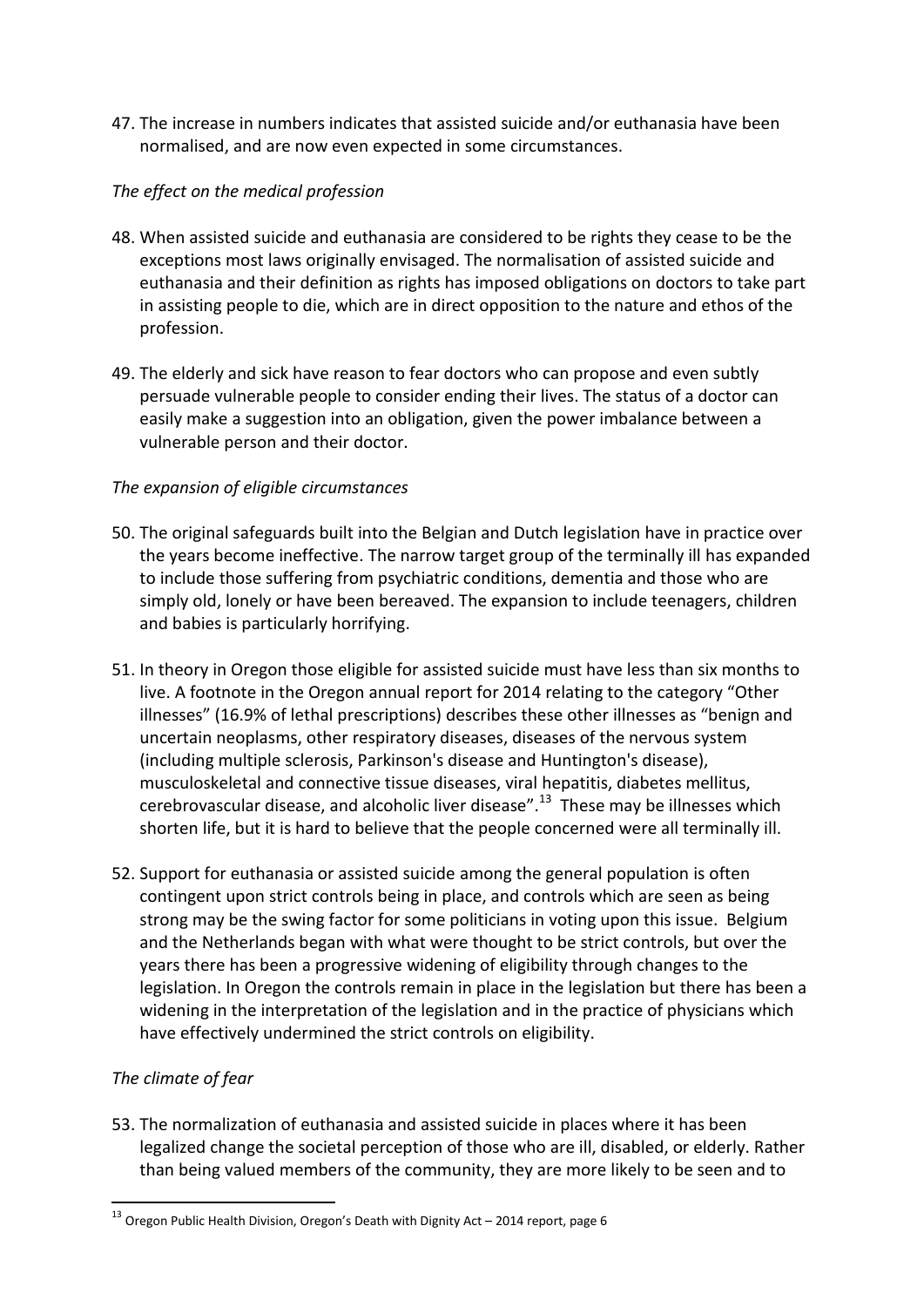47. The increase in numbers indicates that assisted suicide and/or euthanasia have been normalised, and are now even expected in some circumstances.

*The effect on the medical profession*

48. When assisted suicide and euthanasia are considered to be rights they cease to be the exceptions most laws originally envisaged. The normalisation of assisted suicide and euthanasia and their definition as rights has imposed obligations on doctors to take part in assisting people to die, which are in direct opposition to the nature and ethos of the profession.

49. The elderly and sick have reason to fear doctors who can propose and even subtly persuade vulnerable people to consider ending their lives. The status of a doctor can easily make a suggestion into an obligation, given the power imbalance between a vulnerable person and their doctor.

*The expansion of eligible circumstances*

50. The original safeguards built into the Belgian and Dutch legislation have in practice over the years become ineffective. The narrow target group of the terminally ill has expanded to include those suffering from psychiatric conditions, dementia and those who are simply old, lonely or have been bereaved. The expansion to include teenagers, children and babies is particularly horrifying.

51. In theory in Oregon those eligible for assisted suicide must have less than six months to live. A footnote in the Oregon annual report for 2014 relating to the category "Other illnesses" (16.9% of lethal prescriptions) describes these other illnesses as "benign and uncertain neoplasms, other respiratory diseases, diseases of the nervous system (including multiple sclerosis, Parkinson's disease and Huntington's disease), musculoskeletal and connective tissue diseases, viral hepatitis, diabetes mellitus, cerebrovascular disease, and alcoholic liver disease".[13] These may be illnesses which shorten life, but it is hard to believe that the people concerned were all terminally ill.

52. Support for euthanasia or assisted suicide among the general population is often contingent upon strict controls being in place, and controls which are seen as being strong may be the swing factor for some politicians in voting upon this issue. Belgium and the Netherlands began with what were thought to be strict controls, but over the years there has been a progressive widening of eligibility through changes to the legislation. In Oregon the controls remain in place in the legislation but there has been a widening in the interpretation of the legislation and in the practice of physicians which have effectively undermined the strict controls on eligibility.

*The climate of fear*

53. The normalization of euthanasia and assisted suicide in places where it has been legalized change the societal perception of those who are ill, disabled, or elderly. Rather than being valued members of the community, they are more likely to be seen and to

[13] Oregon Public Health Division, Oregon's Death with Dignity Act – 2014 report, page 6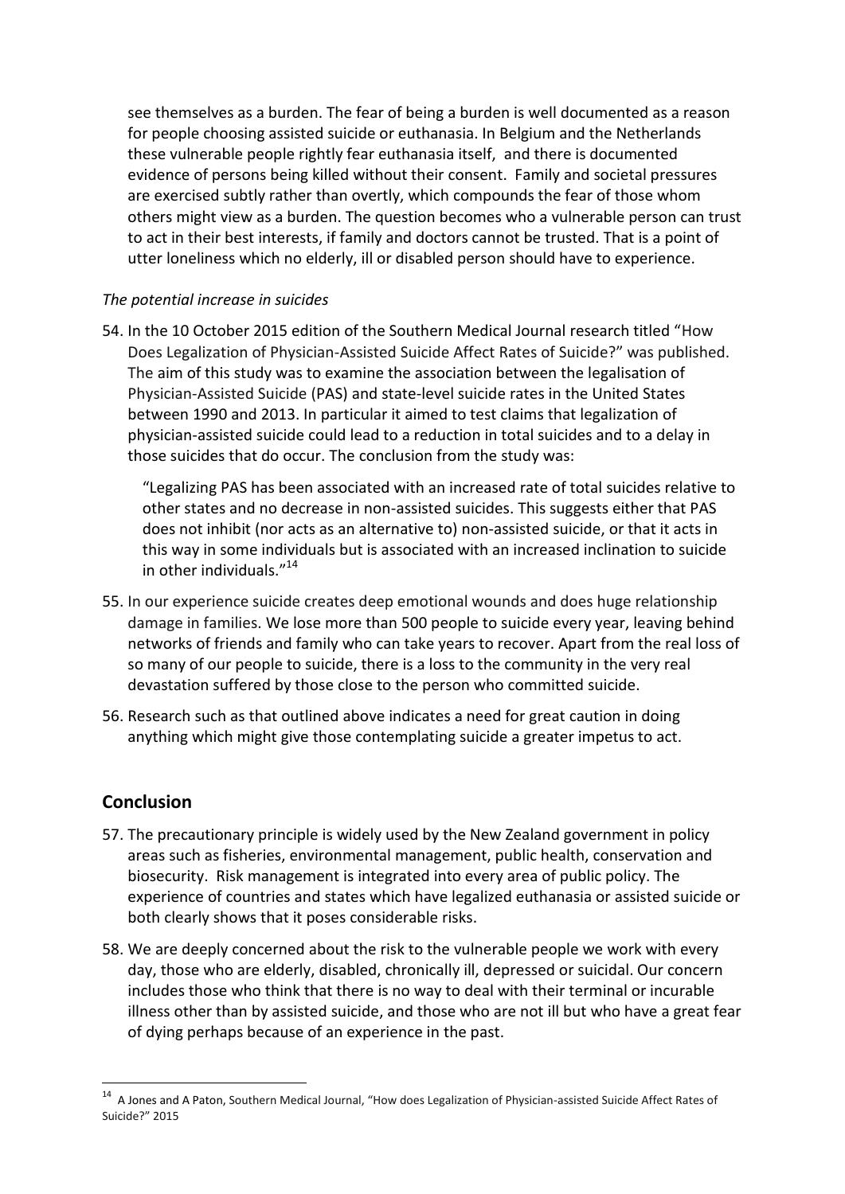see themselves as a burden. The fear of being a burden is well documented as a reason for people choosing assisted suicide or euthanasia. In Belgium and the Netherlands these vulnerable people rightly fear euthanasia itself, and there is documented evidence of persons being killed without their consent. Family and societal pressures are exercised subtly rather than overtly, which compounds the fear of those whom others might view as a burden. The question becomes who a vulnerable person can trust to act in their best interests, if family and doctors cannot be trusted. That is a point of utter loneliness which no elderly, ill or disabled person should have to experience.

*The potential increase in suicides*

54. In the 10 October 2015 edition of the Southern Medical Journal research titled "How Does Legalization of Physician-Assisted Suicide Affect Rates of Suicide?" was published. The aim of this study was to examine the association between the legalisation of Physician-Assisted Suicide (PAS) and state-level suicide rates in the United States between 1990 and 2013. In particular it aimed to test claims that legalization of physician-assisted suicide could lead to a reduction in total suicides and to a delay in those suicides that do occur. The conclusion from the study was:

   "Legalizing PAS has been associated with an increased rate of total suicides relative to other states and no decrease in non-assisted suicides. This suggests either that PAS does not inhibit (nor acts as an alternative to) non-assisted suicide, or that it acts in this way in some individuals but is associated with an increased inclination to suicide in other individuals."[14]

55. In our experience suicide creates deep emotional wounds and does huge relationship damage in families. We lose more than 500 people to suicide every year, leaving behind networks of friends and family who can take years to recover. Apart from the real loss of so many of our people to suicide, there is a loss to the community in the very real devastation suffered by those close to the person who committed suicide.

56. Research such as that outlined above indicates a need for great caution in doing anything which might give those contemplating suicide a greater impetus to act.

## Conclusion

57. The precautionary principle is widely used by the New Zealand government in policy areas such as fisheries, environmental management, public health, conservation and biosecurity. Risk management is integrated into every area of public policy. The experience of countries and states which have legalized euthanasia or assisted suicide or both clearly shows that it poses considerable risks.

58. We are deeply concerned about the risk to the vulnerable people we work with every day, those who are elderly, disabled, chronically ill, depressed or suicidal. Our concern includes those who think that there is no way to deal with their terminal or incurable illness other than by assisted suicide, and those who are not ill but who have a great fear of dying perhaps because of an experience in the past.

[14] A Jones and A Paton, Southern Medical Journal, "How does Legalization of Physician-assisted Suicide Affect Rates of Suicide?" 2015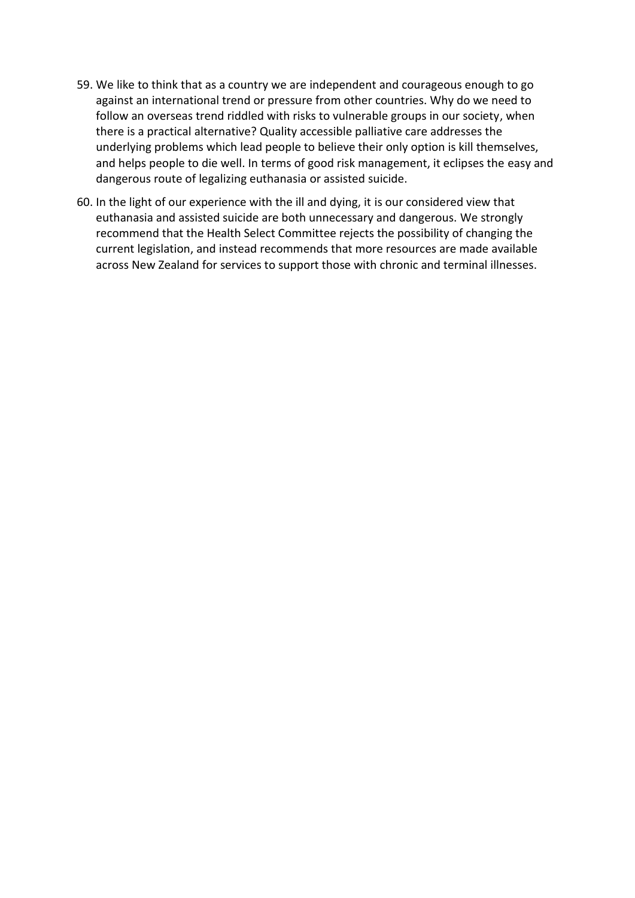59. We like to think that as a country we are independent and courageous enough to go against an international trend or pressure from other countries. Why do we need to follow an overseas trend riddled with risks to vulnerable groups in our society, when there is a practical alternative? Quality accessible palliative care addresses the underlying problems which lead people to believe their only option is kill themselves, and helps people to die well. In terms of good risk management, it eclipses the easy and dangerous route of legalizing euthanasia or assisted suicide.

60. In the light of our experience with the ill and dying, it is our considered view that euthanasia and assisted suicide are both unnecessary and dangerous. We strongly recommend that the Health Select Committee rejects the possibility of changing the current legislation, and instead recommends that more resources are made available across New Zealand for services to support those with chronic and terminal illnesses.